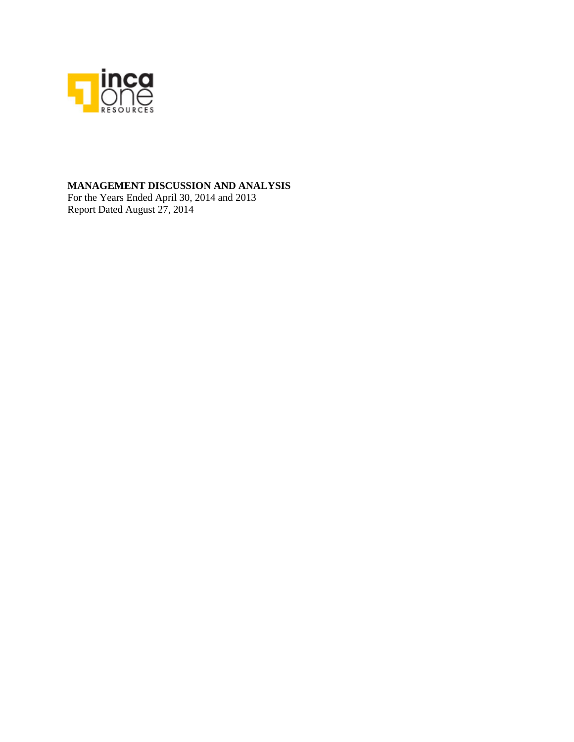**MANAGEMENT DISCUSSION AND ANALYSIS**

For the Years Ended April 30, 2014 and 2013

Report Dated August 27, 2014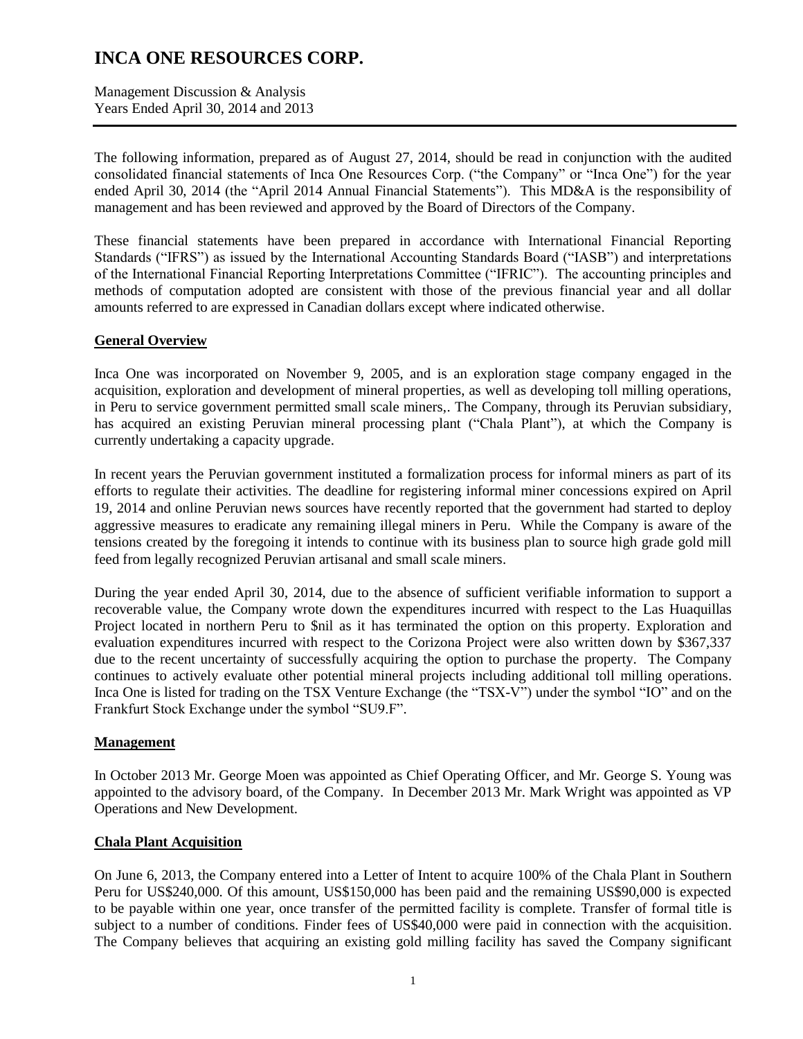# INCA ONE RESOURCES CORP.

Management Discussion & Analysis
Years Ended April 30, 2014 and 2013

The following information, prepared as of August 27, 2014, should be read in conjunction with the audited consolidated financial statements of Inca One Resources Corp. ("the Company" or "Inca One") for the year ended April 30, 2014 (the "April 2014 Annual Financial Statements"). This MD&A is the responsibility of management and has been reviewed and approved by the Board of Directors of the Company.

These financial statements have been prepared in accordance with International Financial Reporting Standards ("IFRS") as issued by the International Accounting Standards Board ("IASB") and interpretations of the International Financial Reporting Interpretations Committee ("IFRIC"). The accounting principles and methods of computation adopted are consistent with those of the previous financial year and all dollar amounts referred to are expressed in Canadian dollars except where indicated otherwise.

## General Overview

Inca One was incorporated on November 9, 2005, and is an exploration stage company engaged in the acquisition, exploration and development of mineral properties, as well as developing toll milling operations, in Peru to service government permitted small scale miners,. The Company, through its Peruvian subsidiary, has acquired an existing Peruvian mineral processing plant ("Chala Plant"), at which the Company is currently undertaking a capacity upgrade.

In recent years the Peruvian government instituted a formalization process for informal miners as part of its efforts to regulate their activities. The deadline for registering informal miner concessions expired on April 19, 2014 and online Peruvian news sources have recently reported that the government had started to deploy aggressive measures to eradicate any remaining illegal miners in Peru. While the Company is aware of the tensions created by the foregoing it intends to continue with its business plan to source high grade gold mill feed from legally recognized Peruvian artisanal and small scale miners.

During the year ended April 30, 2014, due to the absence of sufficient verifiable information to support a recoverable value, the Company wrote down the expenditures incurred with respect to the Las Huaquillas Project located in northern Peru to $nil as it has terminated the option on this property. Exploration and evaluation expenditures incurred with respect to the Corizona Project were also written down by $367,337 due to the recent uncertainty of successfully acquiring the option to purchase the property. The Company continues to actively evaluate other potential mineral projects including additional toll milling operations. Inca One is listed for trading on the TSX Venture Exchange (the "TSX-V") under the symbol "IO" and on the Frankfurt Stock Exchange under the symbol "SU9.F".

## Management

In October 2013 Mr. George Moen was appointed as Chief Operating Officer, and Mr. George S. Young was appointed to the advisory board, of the Company. In December 2013 Mr. Mark Wright was appointed as VP Operations and New Development.

## Chala Plant Acquisition

On June 6, 2013, the Company entered into a Letter of Intent to acquire 100% of the Chala Plant in Southern Peru for US$240,000. Of this amount, US$150,000 has been paid and the remaining US$90,000 is expected to be payable within one year, once transfer of the permitted facility is complete. Transfer of formal title is subject to a number of conditions. Finder fees of US$40,000 were paid in connection with the acquisition. The Company believes that acquiring an existing gold milling facility has saved the Company significant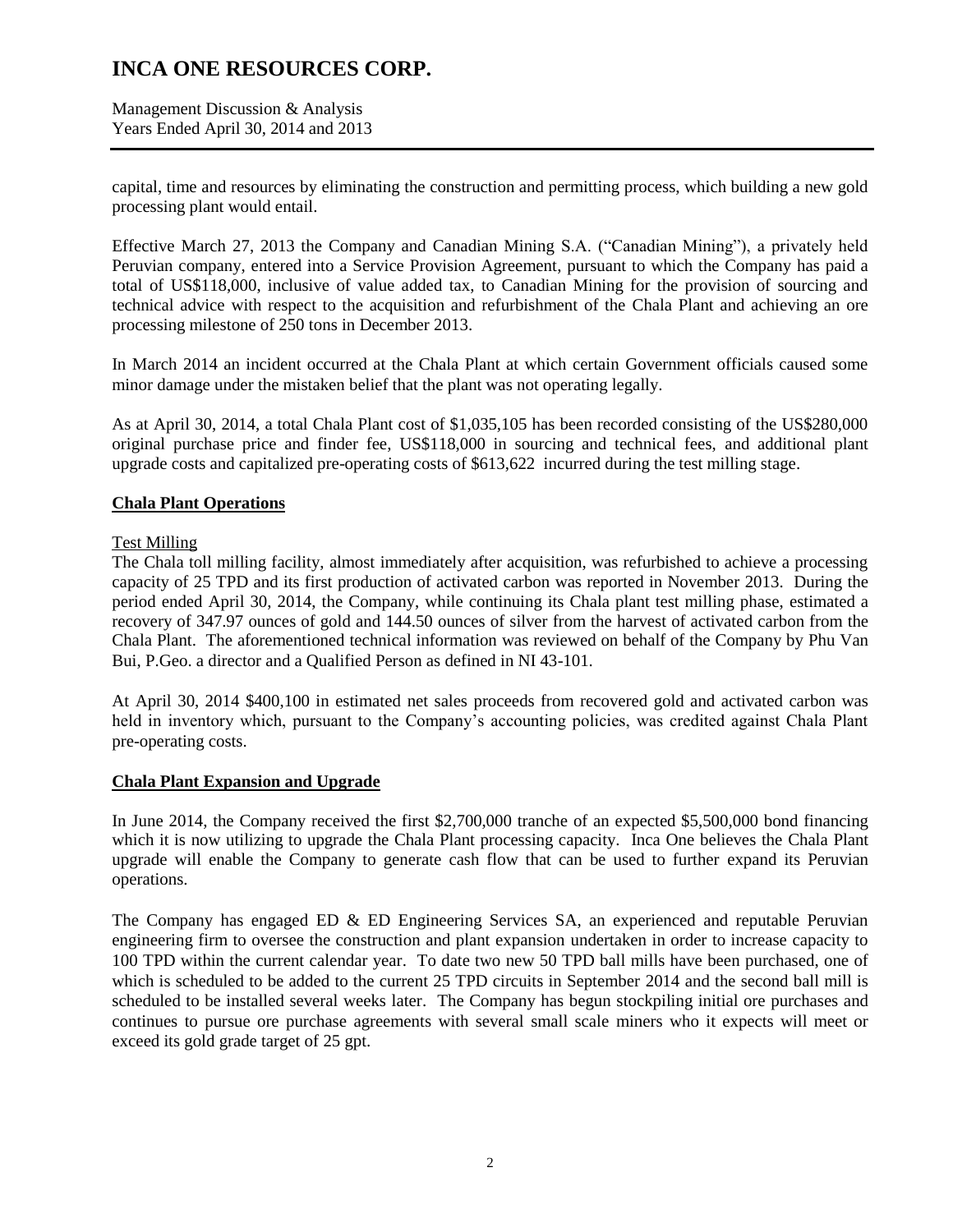capital, time and resources by eliminating the construction and permitting process, which building a new gold processing plant would entail.

Effective March 27, 2013 the Company and Canadian Mining S.A. ("Canadian Mining"), a privately held Peruvian company, entered into a Service Provision Agreement, pursuant to which the Company has paid a total of US$118,000, inclusive of value added tax, to Canadian Mining for the provision of sourcing and technical advice with respect to the acquisition and refurbishment of the Chala Plant and achieving an ore processing milestone of 250 tons in December 2013.

In March 2014 an incident occurred at the Chala Plant at which certain Government officials caused some minor damage under the mistaken belief that the plant was not operating legally.

As at April 30, 2014, a total Chala Plant cost of $1,035,105 has been recorded consisting of the US$280,000 original purchase price and finder fee, US$118,000 in sourcing and technical fees, and additional plant upgrade costs and capitalized pre-operating costs of $613,622 incurred during the test milling stage.

## Chala Plant Operations

### Test Milling

The Chala toll milling facility, almost immediately after acquisition, was refurbished to achieve a processing capacity of 25 TPD and its first production of activated carbon was reported in November 2013. During the period ended April 30, 2014, the Company, while continuing its Chala plant test milling phase, estimated a recovery of 347.97 ounces of gold and 144.50 ounces of silver from the harvest of activated carbon from the Chala Plant. The aforementioned technical information was reviewed on behalf of the Company by Phu Van Bui, P.Geo. a director and a Qualified Person as defined in NI 43-101.

At April 30, 2014 $400,100 in estimated net sales proceeds from recovered gold and activated carbon was held in inventory which, pursuant to the Company's accounting policies, was credited against Chala Plant pre-operating costs.

## Chala Plant Expansion and Upgrade

In June 2014, the Company received the first $2,700,000 tranche of an expected $5,500,000 bond financing which it is now utilizing to upgrade the Chala Plant processing capacity. Inca One believes the Chala Plant upgrade will enable the Company to generate cash flow that can be used to further expand its Peruvian operations.

The Company has engaged ED & ED Engineering Services SA, an experienced and reputable Peruvian engineering firm to oversee the construction and plant expansion undertaken in order to increase capacity to 100 TPD within the current calendar year. To date two new 50 TPD ball mills have been purchased, one of which is scheduled to be added to the current 25 TPD circuits in September 2014 and the second ball mill is scheduled to be installed several weeks later. The Company has begun stockpiling initial ore purchases and continues to pursue ore purchase agreements with several small scale miners who it expects will meet or exceed its gold grade target of 25 gpt.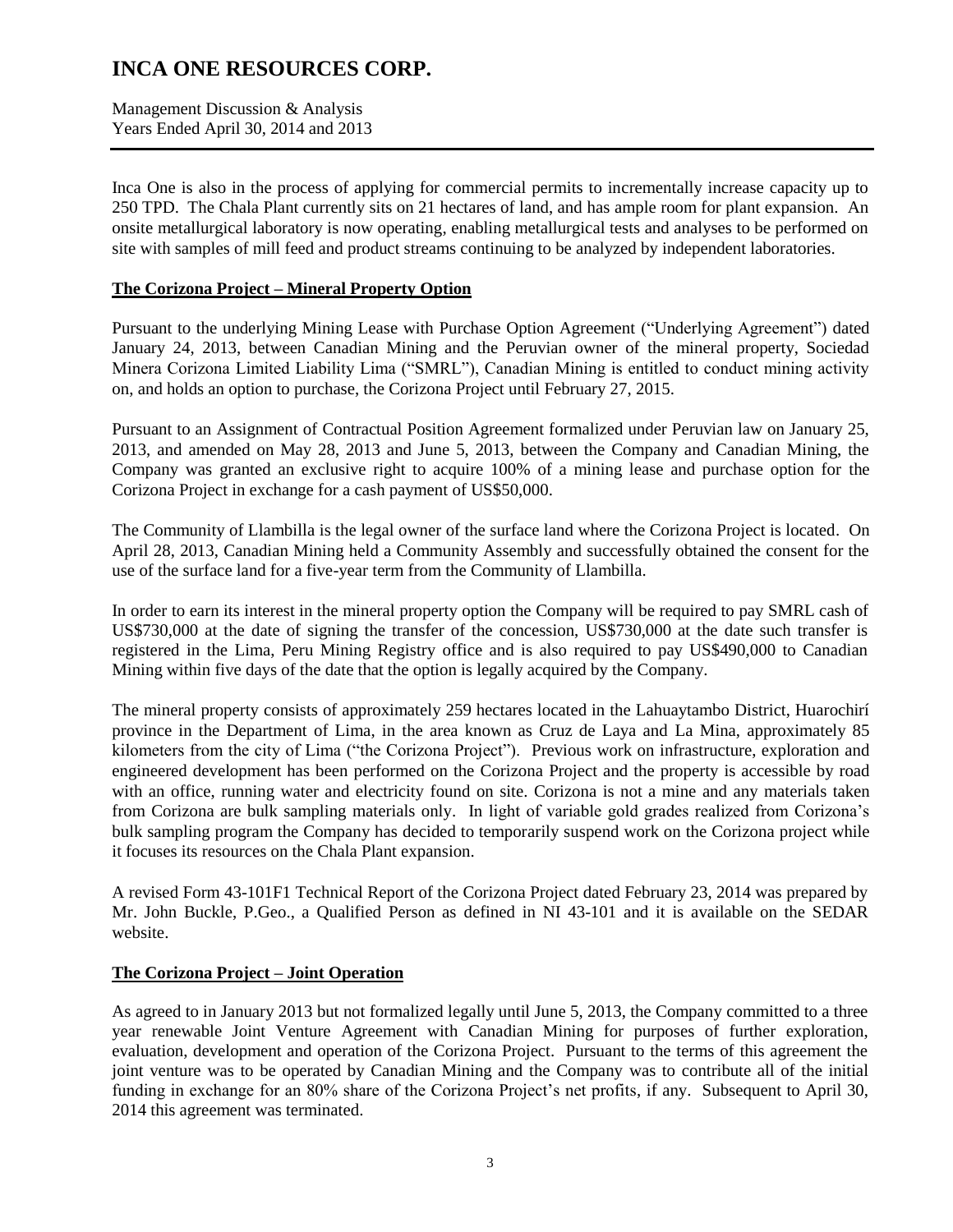Inca One is also in the process of applying for commercial permits to incrementally increase capacity up to 250 TPD. The Chala Plant currently sits on 21 hectares of land, and has ample room for plant expansion. An onsite metallurgical laboratory is now operating, enabling metallurgical tests and analyses to be performed on site with samples of mill feed and product streams continuing to be analyzed by independent laboratories.

## The Corizona Project – Mineral Property Option

Pursuant to the underlying Mining Lease with Purchase Option Agreement ("Underlying Agreement") dated January 24, 2013, between Canadian Mining and the Peruvian owner of the mineral property, Sociedad Minera Corizona Limited Liability Lima ("SMRL"), Canadian Mining is entitled to conduct mining activity on, and holds an option to purchase, the Corizona Project until February 27, 2015.

Pursuant to an Assignment of Contractual Position Agreement formalized under Peruvian law on January 25, 2013, and amended on May 28, 2013 and June 5, 2013, between the Company and Canadian Mining, the Company was granted an exclusive right to acquire 100% of a mining lease and purchase option for the Corizona Project in exchange for a cash payment of US$50,000.

The Community of Llambilla is the legal owner of the surface land where the Corizona Project is located. On April 28, 2013, Canadian Mining held a Community Assembly and successfully obtained the consent for the use of the surface land for a five-year term from the Community of Llambilla.

In order to earn its interest in the mineral property option the Company will be required to pay SMRL cash of US$730,000 at the date of signing the transfer of the concession, US$730,000 at the date such transfer is registered in the Lima, Peru Mining Registry office and is also required to pay US$490,000 to Canadian Mining within five days of the date that the option is legally acquired by the Company.

The mineral property consists of approximately 259 hectares located in the Lahuaytambo District, Huarochirí province in the Department of Lima, in the area known as Cruz de Laya and La Mina, approximately 85 kilometers from the city of Lima ("the Corizona Project"). Previous work on infrastructure, exploration and engineered development has been performed on the Corizona Project and the property is accessible by road with an office, running water and electricity found on site. Corizona is not a mine and any materials taken from Corizona are bulk sampling materials only. In light of variable gold grades realized from Corizona's bulk sampling program the Company has decided to temporarily suspend work on the Corizona project while it focuses its resources on the Chala Plant expansion.

A revised Form 43-101F1 Technical Report of the Corizona Project dated February 23, 2014 was prepared by Mr. John Buckle, P.Geo., a Qualified Person as defined in NI 43-101 and it is available on the SEDAR website.

## The Corizona Project – Joint Operation

As agreed to in January 2013 but not formalized legally until June 5, 2013, the Company committed to a three year renewable Joint Venture Agreement with Canadian Mining for purposes of further exploration, evaluation, development and operation of the Corizona Project. Pursuant to the terms of this agreement the joint venture was to be operated by Canadian Mining and the Company was to contribute all of the initial funding in exchange for an 80% share of the Corizona Project's net profits, if any. Subsequent to April 30, 2014 this agreement was terminated.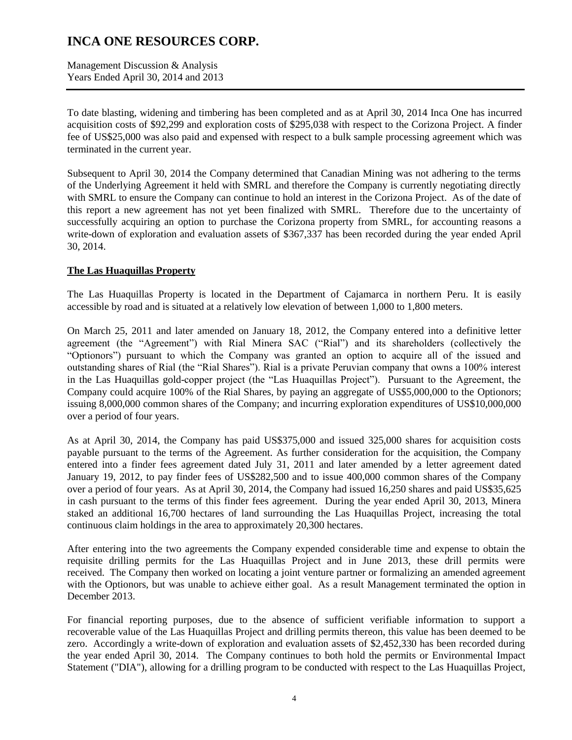To date blasting, widening and timbering has been completed and as at April 30, 2014 Inca One has incurred acquisition costs of $92,299 and exploration costs of $295,038 with respect to the Corizona Project. A finder fee of US$25,000 was also paid and expensed with respect to a bulk sample processing agreement which was terminated in the current year.

Subsequent to April 30, 2014 the Company determined that Canadian Mining was not adhering to the terms of the Underlying Agreement it held with SMRL and therefore the Company is currently negotiating directly with SMRL to ensure the Company can continue to hold an interest in the Corizona Project. As of the date of this report a new agreement has not yet been finalized with SMRL. Therefore due to the uncertainty of successfully acquiring an option to purchase the Corizona property from SMRL, for accounting reasons a write-down of exploration and evaluation assets of $367,337 has been recorded during the year ended April 30, 2014.

**The Las Huaquillas Property**

The Las Huaquillas Property is located in the Department of Cajamarca in northern Peru. It is easily accessible by road and is situated at a relatively low elevation of between 1,000 to 1,800 meters.

On March 25, 2011 and later amended on January 18, 2012, the Company entered into a definitive letter agreement (the "Agreement") with Rial Minera SAC ("Rial") and its shareholders (collectively the "Optionors") pursuant to which the Company was granted an option to acquire all of the issued and outstanding shares of Rial (the "Rial Shares"). Rial is a private Peruvian company that owns a 100% interest in the Las Huaquillas gold-copper project (the "Las Huaquillas Project"). Pursuant to the Agreement, the Company could acquire 100% of the Rial Shares, by paying an aggregate of US$5,000,000 to the Optionors; issuing 8,000,000 common shares of the Company; and incurring exploration expenditures of US$10,000,000 over a period of four years.

As at April 30, 2014, the Company has paid US$375,000 and issued 325,000 shares for acquisition costs payable pursuant to the terms of the Agreement. As further consideration for the acquisition, the Company entered into a finder fees agreement dated July 31, 2011 and later amended by a letter agreement dated January 19, 2012, to pay finder fees of US$282,500 and to issue 400,000 common shares of the Company over a period of four years. As at April 30, 2014, the Company had issued 16,250 shares and paid US$35,625 in cash pursuant to the terms of this finder fees agreement. During the year ended April 30, 2013, Minera staked an additional 16,700 hectares of land surrounding the Las Huaquillas Project, increasing the total continuous claim holdings in the area to approximately 20,300 hectares.

After entering into the two agreements the Company expended considerable time and expense to obtain the requisite drilling permits for the Las Huaquillas Project and in June 2013, these drill permits were received. The Company then worked on locating a joint venture partner or formalizing an amended agreement with the Optionors, but was unable to achieve either goal. As a result Management terminated the option in December 2013.

For financial reporting purposes, due to the absence of sufficient verifiable information to support a recoverable value of the Las Huaquillas Project and drilling permits thereon, this value has been deemed to be zero. Accordingly a write-down of exploration and evaluation assets of $2,452,330 has been recorded during the year ended April 30, 2014. The Company continues to both hold the permits or Environmental Impact Statement ("DIA"), allowing for a drilling program to be conducted with respect to the Las Huaquillas Project,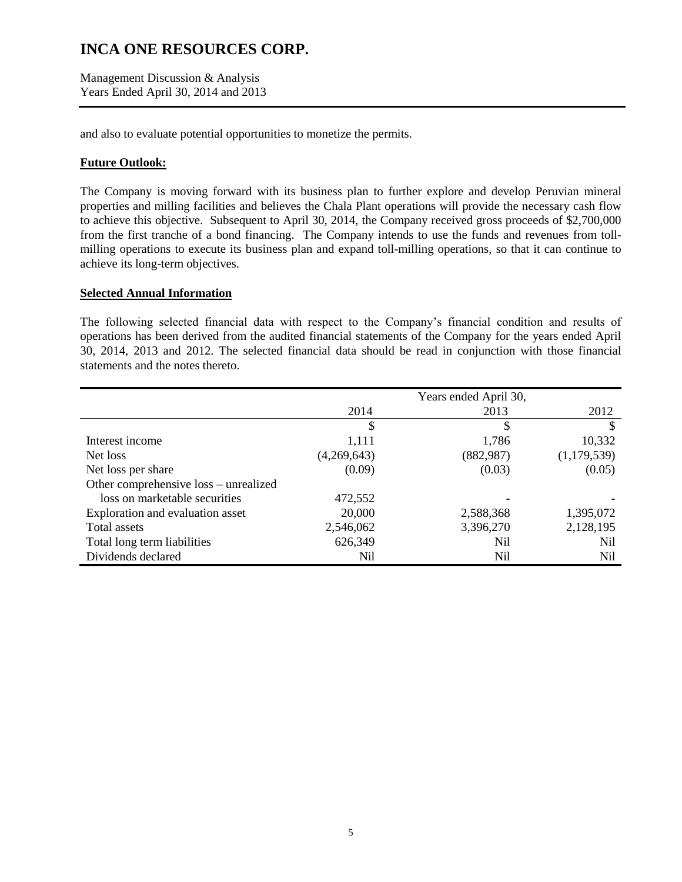and also to evaluate potential opportunities to monetize the permits.

**Future Outlook:**

The Company is moving forward with its business plan to further explore and develop Peruvian mineral properties and milling facilities and believes the Chala Plant operations will provide the necessary cash flow to achieve this objective. Subsequent to April 30, 2014, the Company received gross proceeds of $2,700,000 from the first tranche of a bond financing. The Company intends to use the funds and revenues from toll-milling operations to execute its business plan and expand toll-milling operations, so that it can continue to achieve its long-term objectives.

**Selected Annual Information**

The following selected financial data with respect to the Company's financial condition and results of operations has been derived from the audited financial statements of the Company for the years ended April 30, 2014, 2013 and 2012. The selected financial data should be read in conjunction with those financial statements and the notes thereto.

| | Years ended April 30, | | |
|---|---|---|---|
| | 2014 | 2013 | 2012 |
| | $ | $ | $ |
| Interest income | 1,111 | 1,786 | 10,332 |
| Net loss | (4,269,643) | (882,987) | (1,179,539) |
| Net loss per share | (0.09) | (0.03) | (0.05) |
| Other comprehensive loss – unrealized loss on marketable securities | 472,552 | - | - |
| Exploration and evaluation asset | 20,000 | 2,588,368 | 1,395,072 |
| Total assets | 2,546,062 | 3,396,270 | 2,128,195 |
| Total long term liabilities | 626,349 | Nil | Nil |
| Dividends declared | Nil | Nil | Nil |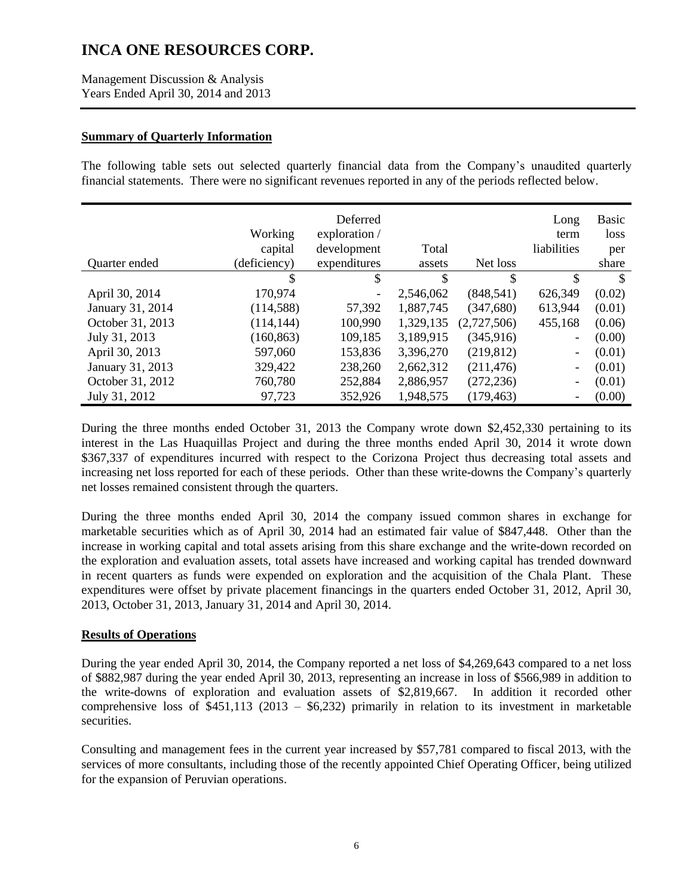## Summary of Quarterly Information

The following table sets out selected quarterly financial data from the Company's unaudited quarterly financial statements. There were no significant revenues reported in any of the periods reflected below.

| Quarter ended | Working capital (deficiency) | Deferred exploration / development expenditures | Total assets | Net loss | Long term liabilities | Basic loss per share |
|---|---|---|---|---|---|---|
| | $ | $ | $ | $ | $ | $ |
| April 30, 2014 | 170,974 | - | 2,546,062 | (848,541) | 626,349 | (0.02) |
| January 31, 2014 | (114,588) | 57,392 | 1,887,745 | (347,680) | 613,944 | (0.01) |
| October 31, 2013 | (114,144) | 100,990 | 1,329,135 | (2,727,506) | 455,168 | (0.06) |
| July 31, 2013 | (160,863) | 109,185 | 3,189,915 | (345,916) | - | (0.00) |
| April 30, 2013 | 597,060 | 153,836 | 3,396,270 | (219,812) | - | (0.01) |
| January 31, 2013 | 329,422 | 238,260 | 2,662,312 | (211,476) | - | (0.01) |
| October 31, 2012 | 760,780 | 252,884 | 2,886,957 | (272,236) | - | (0.01) |
| July 31, 2012 | 97,723 | 352,926 | 1,948,575 | (179,463) | - | (0.00) |

During the three months ended October 31, 2013 the Company wrote down $2,452,330 pertaining to its interest in the Las Huaquillas Project and during the three months ended April 30, 2014 it wrote down $367,337 of expenditures incurred with respect to the Corizona Project thus decreasing total assets and increasing net loss reported for each of these periods. Other than these write-downs the Company's quarterly net losses remained consistent through the quarters.

During the three months ended April 30, 2014 the company issued common shares in exchange for marketable securities which as of April 30, 2014 had an estimated fair value of $847,448. Other than the increase in working capital and total assets arising from this share exchange and the write-down recorded on the exploration and evaluation assets, total assets have increased and working capital has trended downward in recent quarters as funds were expended on exploration and the acquisition of the Chala Plant. These expenditures were offset by private placement financings in the quarters ended October 31, 2012, April 30, 2013, October 31, 2013, January 31, 2014 and April 30, 2014.

## Results of Operations

During the year ended April 30, 2014, the Company reported a net loss of $4,269,643 compared to a net loss of $882,987 during the year ended April 30, 2013, representing an increase in loss of $566,989 in addition to the write-downs of exploration and evaluation assets of $2,819,667. In addition it recorded other comprehensive loss of $451,113 (2013 – $6,232) primarily in relation to its investment in marketable securities.

Consulting and management fees in the current year increased by $57,781 compared to fiscal 2013, with the services of more consultants, including those of the recently appointed Chief Operating Officer, being utilized for the expansion of Peruvian operations.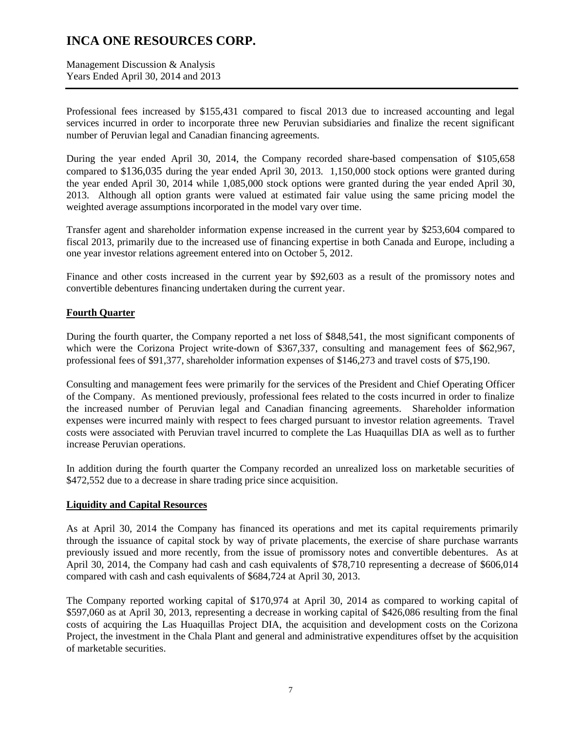Professional fees increased by $155,431 compared to fiscal 2013 due to increased accounting and legal services incurred in order to incorporate three new Peruvian subsidiaries and finalize the recent significant number of Peruvian legal and Canadian financing agreements.

During the year ended April 30, 2014, the Company recorded share-based compensation of $105,658 compared to $136,035 during the year ended April 30, 2013. 1,150,000 stock options were granted during the year ended April 30, 2014 while 1,085,000 stock options were granted during the year ended April 30, 2013. Although all option grants were valued at estimated fair value using the same pricing model the weighted average assumptions incorporated in the model vary over time.

Transfer agent and shareholder information expense increased in the current year by $253,604 compared to fiscal 2013, primarily due to the increased use of financing expertise in both Canada and Europe, including a one year investor relations agreement entered into on October 5, 2012.

Finance and other costs increased in the current year by $92,603 as a result of the promissory notes and convertible debentures financing undertaken during the current year.

## Fourth Quarter

During the fourth quarter, the Company reported a net loss of $848,541, the most significant components of which were the Corizona Project write-down of $367,337, consulting and management fees of $62,967, professional fees of $91,377, shareholder information expenses of $146,273 and travel costs of $75,190.

Consulting and management fees were primarily for the services of the President and Chief Operating Officer of the Company. As mentioned previously, professional fees related to the costs incurred in order to finalize the increased number of Peruvian legal and Canadian financing agreements. Shareholder information expenses were incurred mainly with respect to fees charged pursuant to investor relation agreements. Travel costs were associated with Peruvian travel incurred to complete the Las Huaquillas DIA as well as to further increase Peruvian operations.

In addition during the fourth quarter the Company recorded an unrealized loss on marketable securities of $472,552 due to a decrease in share trading price since acquisition.

## Liquidity and Capital Resources

As at April 30, 2014 the Company has financed its operations and met its capital requirements primarily through the issuance of capital stock by way of private placements, the exercise of share purchase warrants previously issued and more recently, from the issue of promissory notes and convertible debentures. As at April 30, 2014, the Company had cash and cash equivalents of $78,710 representing a decrease of $606,014 compared with cash and cash equivalents of $684,724 at April 30, 2013.

The Company reported working capital of $170,974 at April 30, 2014 as compared to working capital of $597,060 as at April 30, 2013, representing a decrease in working capital of $426,086 resulting from the final costs of acquiring the Las Huaquillas Project DIA, the acquisition and development costs on the Corizona Project, the investment in the Chala Plant and general and administrative expenditures offset by the acquisition of marketable securities.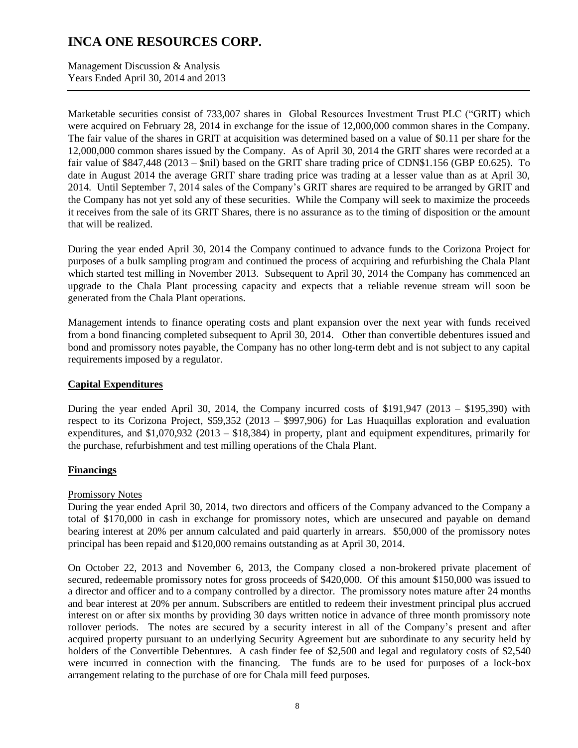Marketable securities consist of 733,007 shares in Global Resources Investment Trust PLC ("GRIT) which were acquired on February 28, 2014 in exchange for the issue of 12,000,000 common shares in the Company. The fair value of the shares in GRIT at acquisition was determined based on a value of $0.11 per share for the 12,000,000 common shares issued by the Company. As of April 30, 2014 the GRIT shares were recorded at a fair value of $847,448 (2013 – $nil) based on the GRIT share trading price of CDN$1.156 (GBP £0.625). To date in August 2014 the average GRIT share trading price was trading at a lesser value than as at April 30, 2014. Until September 7, 2014 sales of the Company's GRIT shares are required to be arranged by GRIT and the Company has not yet sold any of these securities. While the Company will seek to maximize the proceeds it receives from the sale of its GRIT Shares, there is no assurance as to the timing of disposition or the amount that will be realized.

During the year ended April 30, 2014 the Company continued to advance funds to the Corizona Project for purposes of a bulk sampling program and continued the process of acquiring and refurbishing the Chala Plant which started test milling in November 2013. Subsequent to April 30, 2014 the Company has commenced an upgrade to the Chala Plant processing capacity and expects that a reliable revenue stream will soon be generated from the Chala Plant operations.

Management intends to finance operating costs and plant expansion over the next year with funds received from a bond financing completed subsequent to April 30, 2014. Other than convertible debentures issued and bond and promissory notes payable, the Company has no other long-term debt and is not subject to any capital requirements imposed by a regulator.

## Capital Expenditures

During the year ended April 30, 2014, the Company incurred costs of $191,947 (2013 – $195,390) with respect to its Corizona Project, $59,352 (2013 – $997,906) for Las Huaquillas exploration and evaluation expenditures, and $1,070,932 (2013 – $18,384) in property, plant and equipment expenditures, primarily for the purchase, refurbishment and test milling operations of the Chala Plant.

## Financings

### Promissory Notes

During the year ended April 30, 2014, two directors and officers of the Company advanced to the Company a total of $170,000 in cash in exchange for promissory notes, which are unsecured and payable on demand bearing interest at 20% per annum calculated and paid quarterly in arrears. $50,000 of the promissory notes principal has been repaid and $120,000 remains outstanding as at April 30, 2014.

On October 22, 2013 and November 6, 2013, the Company closed a non-brokered private placement of secured, redeemable promissory notes for gross proceeds of $420,000. Of this amount $150,000 was issued to a director and officer and to a company controlled by a director. The promissory notes mature after 24 months and bear interest at 20% per annum. Subscribers are entitled to redeem their investment principal plus accrued interest on or after six months by providing 30 days written notice in advance of three month promissory note rollover periods. The notes are secured by a security interest in all of the Company's present and after acquired property pursuant to an underlying Security Agreement but are subordinate to any security held by holders of the Convertible Debentures. A cash finder fee of $2,500 and legal and regulatory costs of $2,540 were incurred in connection with the financing. The funds are to be used for purposes of a lock-box arrangement relating to the purchase of ore for Chala mill feed purposes.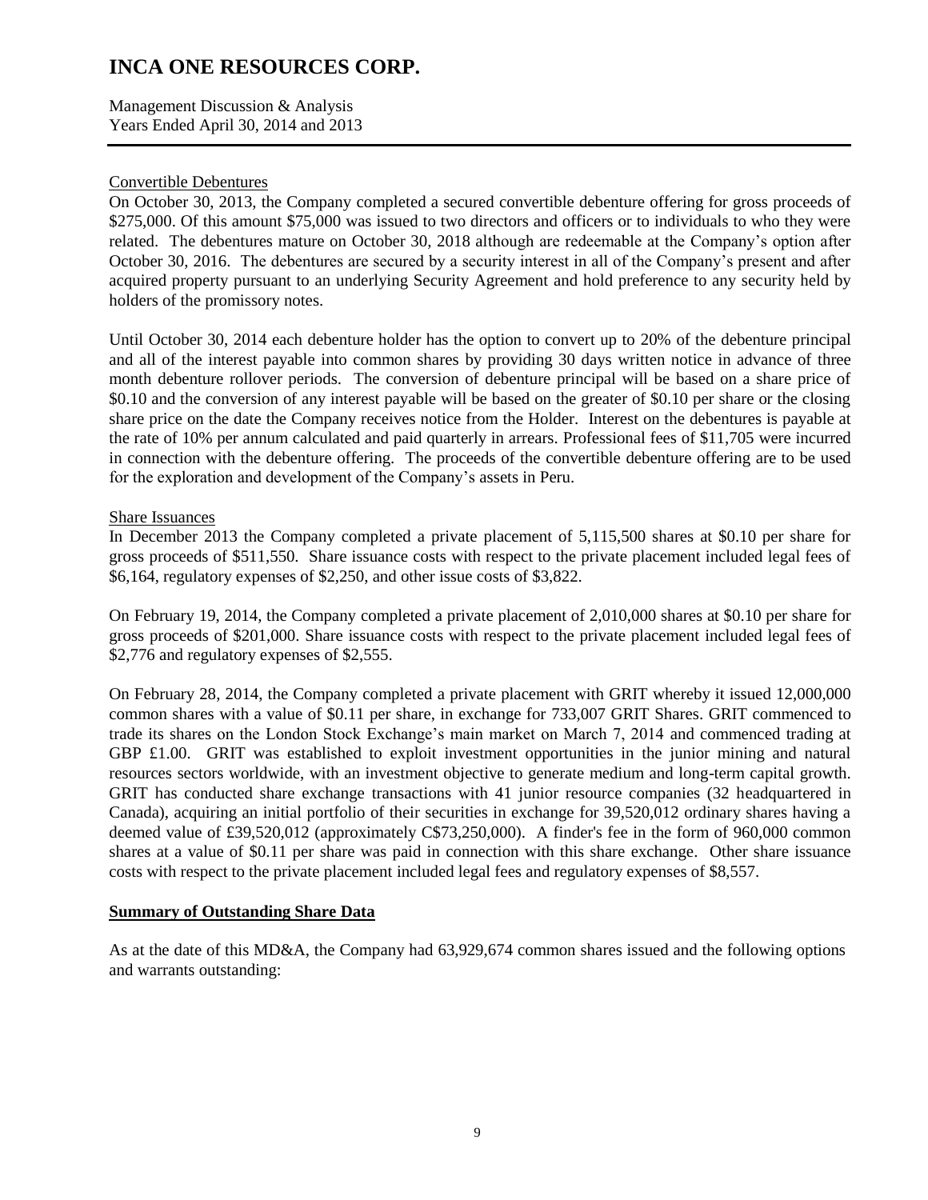### Convertible Debentures

On October 30, 2013, the Company completed a secured convertible debenture offering for gross proceeds of $275,000. Of this amount $75,000 was issued to two directors and officers or to individuals to who they were related. The debentures mature on October 30, 2018 although are redeemable at the Company's option after October 30, 2016. The debentures are secured by a security interest in all of the Company's present and after acquired property pursuant to an underlying Security Agreement and hold preference to any security held by holders of the promissory notes.

Until October 30, 2014 each debenture holder has the option to convert up to 20% of the debenture principal and all of the interest payable into common shares by providing 30 days written notice in advance of three month debenture rollover periods. The conversion of debenture principal will be based on a share price of $0.10 and the conversion of any interest payable will be based on the greater of $0.10 per share or the closing share price on the date the Company receives notice from the Holder. Interest on the debentures is payable at the rate of 10% per annum calculated and paid quarterly in arrears. Professional fees of $11,705 were incurred in connection with the debenture offering. The proceeds of the convertible debenture offering are to be used for the exploration and development of the Company's assets in Peru.

### Share Issuances

In December 2013 the Company completed a private placement of 5,115,500 shares at $0.10 per share for gross proceeds of $511,550. Share issuance costs with respect to the private placement included legal fees of $6,164, regulatory expenses of $2,250, and other issue costs of $3,822.

On February 19, 2014, the Company completed a private placement of 2,010,000 shares at $0.10 per share for gross proceeds of $201,000. Share issuance costs with respect to the private placement included legal fees of $2,776 and regulatory expenses of $2,555.

On February 28, 2014, the Company completed a private placement with GRIT whereby it issued 12,000,000 common shares with a value of $0.11 per share, in exchange for 733,007 GRIT Shares. GRIT commenced to trade its shares on the London Stock Exchange's main market on March 7, 2014 and commenced trading at GBP £1.00. GRIT was established to exploit investment opportunities in the junior mining and natural resources sectors worldwide, with an investment objective to generate medium and long-term capital growth. GRIT has conducted share exchange transactions with 41 junior resource companies (32 headquartered in Canada), acquiring an initial portfolio of their securities in exchange for 39,520,012 ordinary shares having a deemed value of £39,520,012 (approximately C$73,250,000). A finder's fee in the form of 960,000 common shares at a value of $0.11 per share was paid in connection with this share exchange. Other share issuance costs with respect to the private placement included legal fees and regulatory expenses of $8,557.

## Summary of Outstanding Share Data

As at the date of this MD&A, the Company had 63,929,674 common shares issued and the following options and warrants outstanding: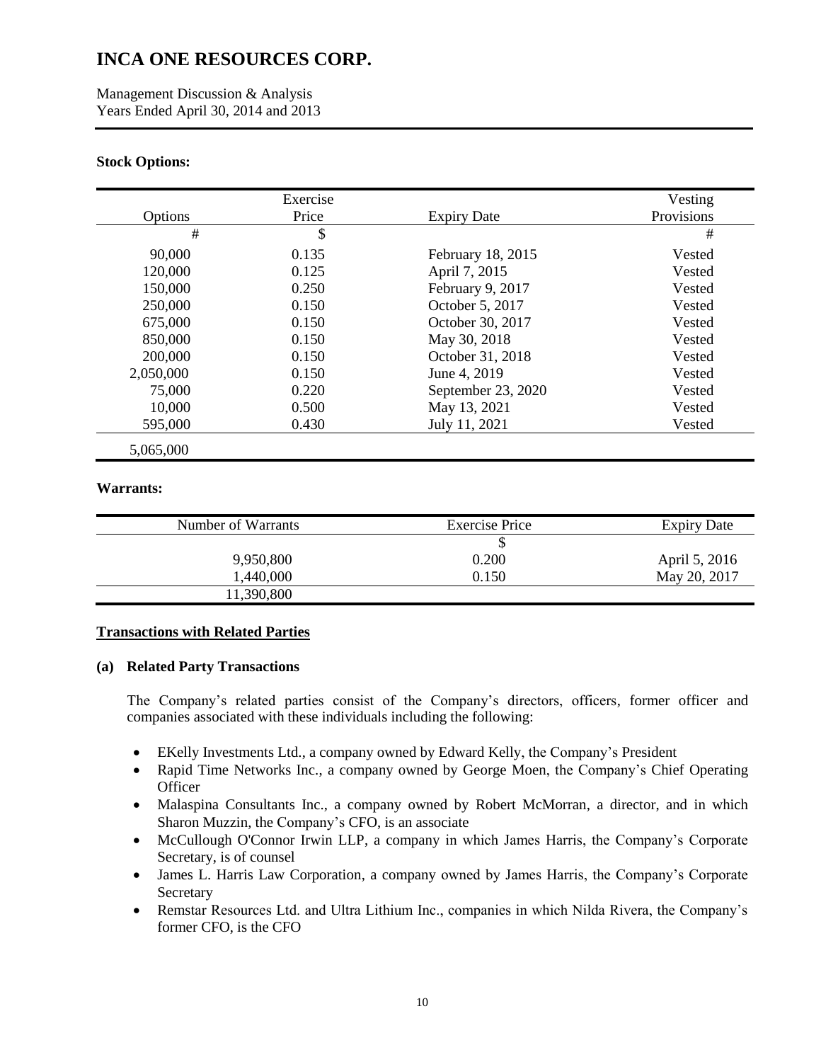**Stock Options:**

| Options | Exercise Price | Expiry Date | Vesting Provisions |
|---|---|---|---|
| # | $ | | # |
| 90,000 | 0.135 | February 18, 2015 | Vested |
| 120,000 | 0.125 | April 7, 2015 | Vested |
| 150,000 | 0.250 | February 9, 2017 | Vested |
| 250,000 | 0.150 | October 5, 2017 | Vested |
| 675,000 | 0.150 | October 30, 2017 | Vested |
| 850,000 | 0.150 | May 30, 2018 | Vested |
| 200,000 | 0.150 | October 31, 2018 | Vested |
| 2,050,000 | 0.150 | June 4, 2019 | Vested |
| 75,000 | 0.220 | September 23, 2020 | Vested |
| 10,000 | 0.500 | May 13, 2021 | Vested |
| 595,000 | 0.430 | July 11, 2021 | Vested |
| 5,065,000 | | | |

**Warrants:**

| Number of Warrants | Exercise Price | Expiry Date |
|---|---|---|
| | $ | |
| 9,950,800 | 0.200 | April 5, 2016 |
| 1,440,000 | 0.150 | May 20, 2017 |
| 11,390,800 | | |

## Transactions with Related Parties

### (a) Related Party Transactions

The Company's related parties consist of the Company's directors, officers, former officer and companies associated with these individuals including the following:

- EKelly Investments Ltd., a company owned by Edward Kelly, the Company's President
- Rapid Time Networks Inc., a company owned by George Moen, the Company's Chief Operating Officer
- Malaspina Consultants Inc., a company owned by Robert McMorran, a director, and in which Sharon Muzzin, the Company's CFO, is an associate
- McCullough O'Connor Irwin LLP, a company in which James Harris, the Company's Corporate Secretary, is of counsel
- James L. Harris Law Corporation, a company owned by James Harris, the Company's Corporate Secretary
- Remstar Resources Ltd. and Ultra Lithium Inc., companies in which Nilda Rivera, the Company's former CFO, is the CFO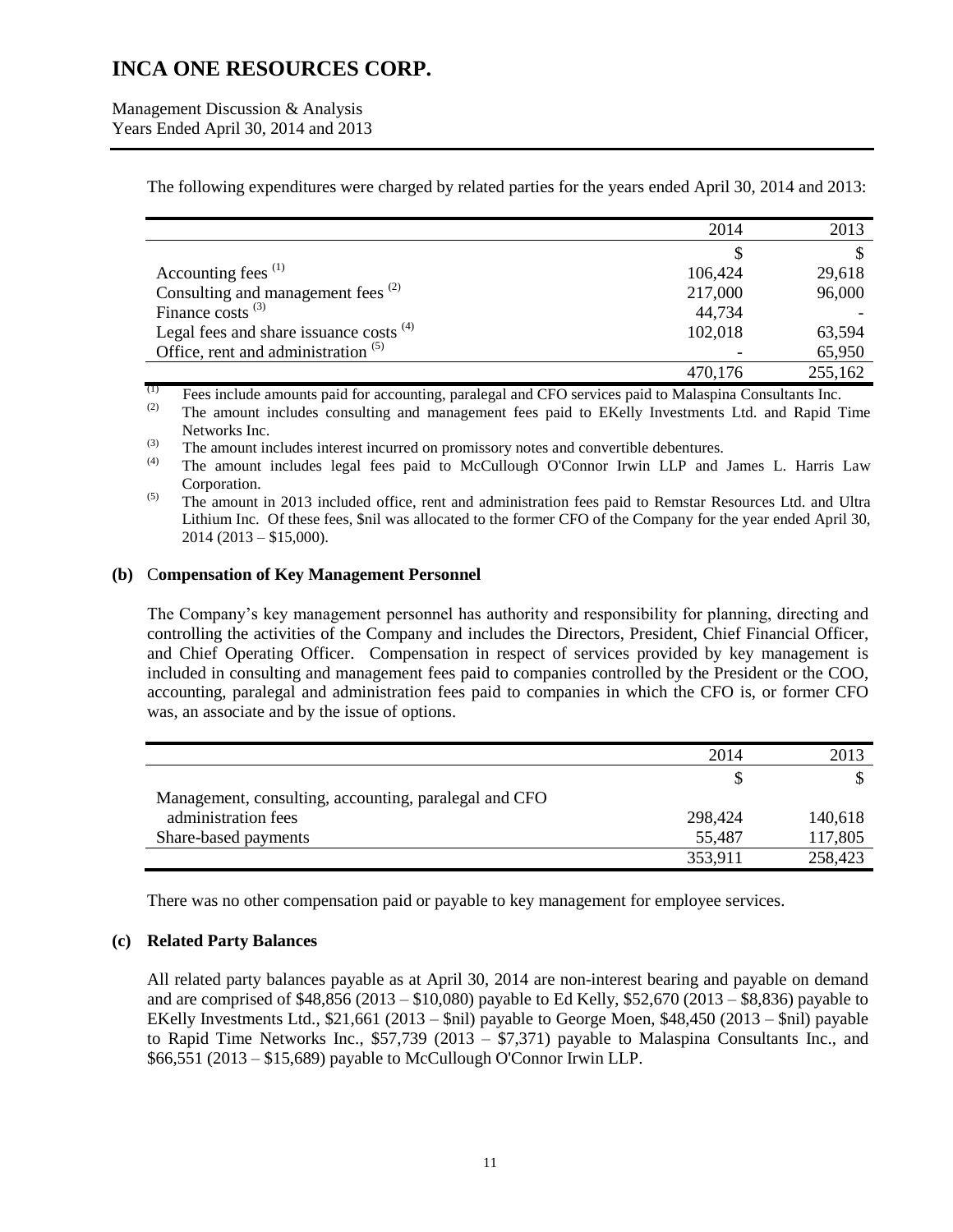The following expenditures were charged by related parties for the years ended April 30, 2014 and 2013:

| | 2014 | 2013 |
|---|---|---|
| | $ | $ |
| Accounting fees [(1)] | 106,424 | 29,618 |
| Consulting and management fees [(2)] | 217,000 | 96,000 |
| Finance costs [(3)] | 44,734 | - |
| Legal fees and share issuance costs [(4)] | 102,018 | 63,594 |
| Office, rent and administration [(5)] | - | 65,950 |
| | 470,176 | 255,162 |

(1) Fees include amounts paid for accounting, paralegal and CFO services paid to Malaspina Consultants Inc.

(2) The amount includes consulting and management fees paid to EKelly Investments Ltd. and Rapid Time Networks Inc.

(3) The amount includes interest incurred on promissory notes and convertible debentures.

(4) The amount includes legal fees paid to McCullough O'Connor Irwin LLP and James L. Harris Law Corporation.

(5) The amount in 2013 included office, rent and administration fees paid to Remstar Resources Ltd. and Ultra Lithium Inc. Of these fees, $nil was allocated to the former CFO of the Company for the year ended April 30, 2014 (2013 – $15,000).

**(b) Compensation of Key Management Personnel**

The Company's key management personnel has authority and responsibility for planning, directing and controlling the activities of the Company and includes the Directors, President, Chief Financial Officer, and Chief Operating Officer. Compensation in respect of services provided by key management is included in consulting and management fees paid to companies controlled by the President or the COO, accounting, paralegal and administration fees paid to companies in which the CFO is, or former CFO was, an associate and by the issue of options.

| | 2014 | 2013 |
|---|---|---|
| | $ | $ |
| Management, consulting, accounting, paralegal and CFO administration fees | 298,424 | 140,618 |
| Share-based payments | 55,487 | 117,805 |
| | 353,911 | 258,423 |

There was no other compensation paid or payable to key management for employee services.

**(c) Related Party Balances**

All related party balances payable as at April 30, 2014 are non-interest bearing and payable on demand and are comprised of $48,856 (2013 – $10,080) payable to Ed Kelly, $52,670 (2013 – $8,836) payable to EKelly Investments Ltd., $21,661 (2013 – $nil) payable to George Moen, $48,450 (2013 – $nil) payable to Rapid Time Networks Inc., $57,739 (2013 – $7,371) payable to Malaspina Consultants Inc., and $66,551 (2013 – $15,689) payable to McCullough O'Connor Irwin LLP.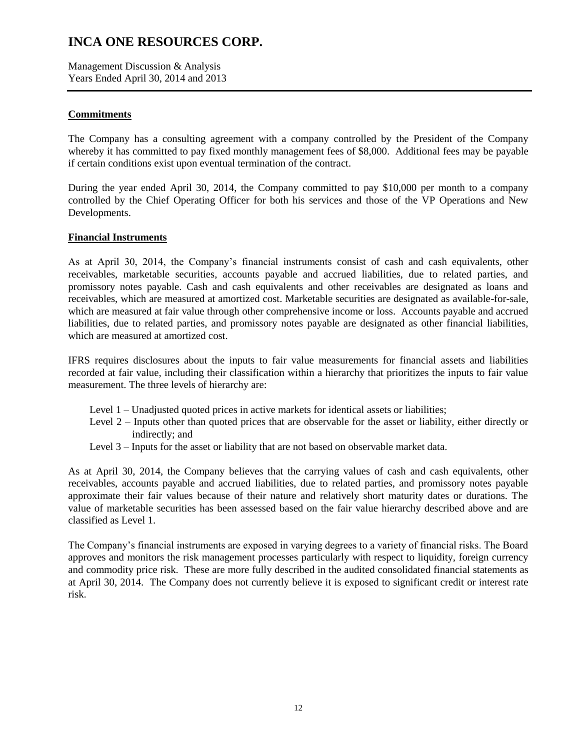## Commitments

The Company has a consulting agreement with a company controlled by the President of the Company whereby it has committed to pay fixed monthly management fees of $8,000. Additional fees may be payable if certain conditions exist upon eventual termination of the contract.

During the year ended April 30, 2014, the Company committed to pay $10,000 per month to a company controlled by the Chief Operating Officer for both his services and those of the VP Operations and New Developments.

## Financial Instruments

As at April 30, 2014, the Company's financial instruments consist of cash and cash equivalents, other receivables, marketable securities, accounts payable and accrued liabilities, due to related parties, and promissory notes payable. Cash and cash equivalents and other receivables are designated as loans and receivables, which are measured at amortized cost. Marketable securities are designated as available-for-sale, which are measured at fair value through other comprehensive income or loss. Accounts payable and accrued liabilities, due to related parties, and promissory notes payable are designated as other financial liabilities, which are measured at amortized cost.

IFRS requires disclosures about the inputs to fair value measurements for financial assets and liabilities recorded at fair value, including their classification within a hierarchy that prioritizes the inputs to fair value measurement. The three levels of hierarchy are:

- Level 1 – Unadjusted quoted prices in active markets for identical assets or liabilities;
- Level 2 – Inputs other than quoted prices that are observable for the asset or liability, either directly or indirectly; and
- Level 3 – Inputs for the asset or liability that are not based on observable market data.

As at April 30, 2014, the Company believes that the carrying values of cash and cash equivalents, other receivables, accounts payable and accrued liabilities, due to related parties, and promissory notes payable approximate their fair values because of their nature and relatively short maturity dates or durations. The value of marketable securities has been assessed based on the fair value hierarchy described above and are classified as Level 1.

The Company's financial instruments are exposed in varying degrees to a variety of financial risks. The Board approves and monitors the risk management processes particularly with respect to liquidity, foreign currency and commodity price risk. These are more fully described in the audited consolidated financial statements as at April 30, 2014. The Company does not currently believe it is exposed to significant credit or interest rate risk.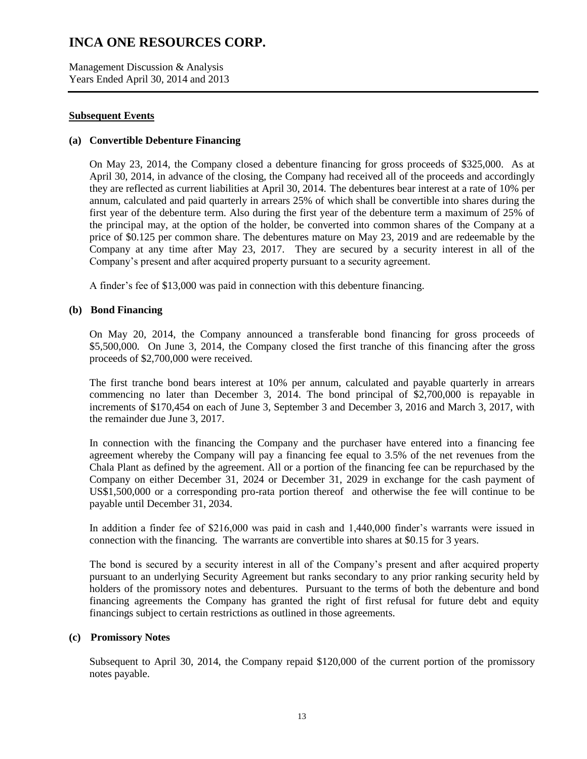## Subsequent Events

### (a) Convertible Debenture Financing

On May 23, 2014, the Company closed a debenture financing for gross proceeds of $325,000. As at April 30, 2014, in advance of the closing, the Company had received all of the proceeds and accordingly they are reflected as current liabilities at April 30, 2014. The debentures bear interest at a rate of 10% per annum, calculated and paid quarterly in arrears 25% of which shall be convertible into shares during the first year of the debenture term. Also during the first year of the debenture term a maximum of 25% of the principal may, at the option of the holder, be converted into common shares of the Company at a price of $0.125 per common share. The debentures mature on May 23, 2019 and are redeemable by the Company at any time after May 23, 2017. They are secured by a security interest in all of the Company's present and after acquired property pursuant to a security agreement.

A finder's fee of $13,000 was paid in connection with this debenture financing.

### (b) Bond Financing

On May 20, 2014, the Company announced a transferable bond financing for gross proceeds of $5,500,000. On June 3, 2014, the Company closed the first tranche of this financing after the gross proceeds of $2,700,000 were received.

The first tranche bond bears interest at 10% per annum, calculated and payable quarterly in arrears commencing no later than December 3, 2014. The bond principal of $2,700,000 is repayable in increments of $170,454 on each of June 3, September 3 and December 3, 2016 and March 3, 2017, with the remainder due June 3, 2017.

In connection with the financing the Company and the purchaser have entered into a financing fee agreement whereby the Company will pay a financing fee equal to 3.5% of the net revenues from the Chala Plant as defined by the agreement. All or a portion of the financing fee can be repurchased by the Company on either December 31, 2024 or December 31, 2029 in exchange for the cash payment of US$1,500,000 or a corresponding pro-rata portion thereof and otherwise the fee will continue to be payable until December 31, 2034.

In addition a finder fee of $216,000 was paid in cash and 1,440,000 finder's warrants were issued in connection with the financing. The warrants are convertible into shares at $0.15 for 3 years.

The bond is secured by a security interest in all of the Company's present and after acquired property pursuant to an underlying Security Agreement but ranks secondary to any prior ranking security held by holders of the promissory notes and debentures. Pursuant to the terms of both the debenture and bond financing agreements the Company has granted the right of first refusal for future debt and equity financings subject to certain restrictions as outlined in those agreements.

### (c) Promissory Notes

Subsequent to April 30, 2014, the Company repaid $120,000 of the current portion of the promissory notes payable.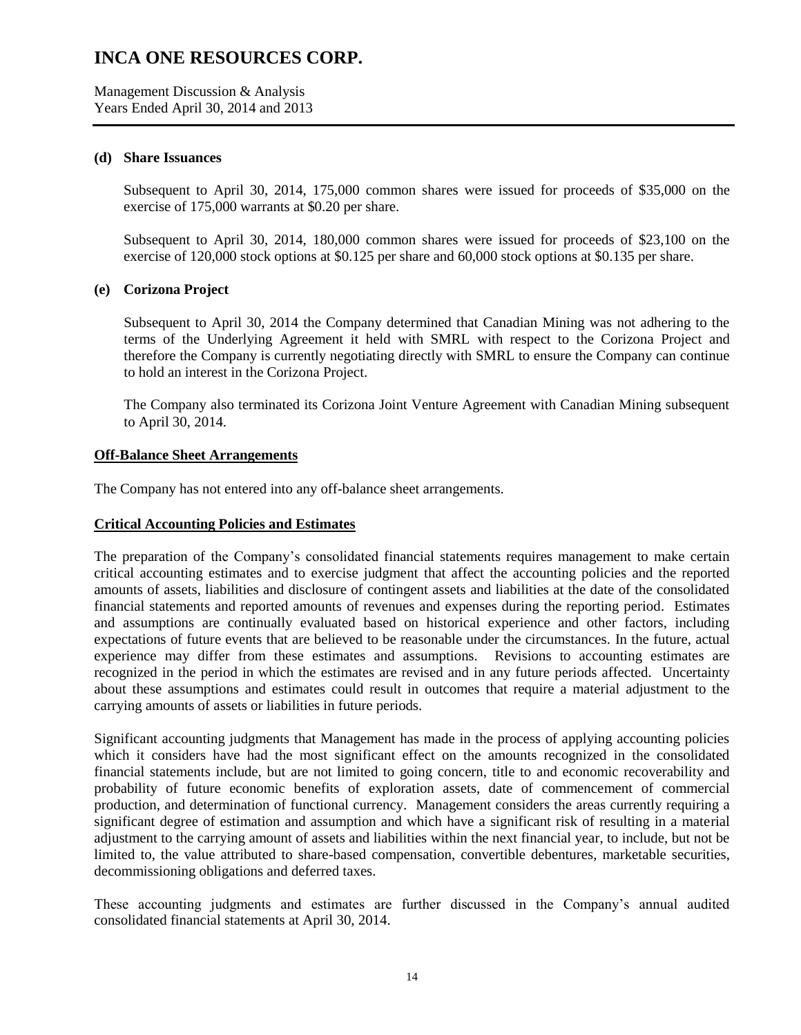#### (d) Share Issuances

Subsequent to April 30, 2014, 175,000 common shares were issued for proceeds of \$35,000 on the exercise of 175,000 warrants at \$0.20 per share.

Subsequent to April 30, 2014, 180,000 common shares were issued for proceeds of \$23,100 on the exercise of 120,000 stock options at \$0.125 per share and 60,000 stock options at \$0.135 per share.

#### (e) Corizona Project

Subsequent to April 30, 2014 the Company determined that Canadian Mining was not adhering to the terms of the Underlying Agreement it held with SMRL with respect to the Corizona Project and therefore the Company is currently negotiating directly with SMRL to ensure the Company can continue to hold an interest in the Corizona Project.

The Company also terminated its Corizona Joint Venture Agreement with Canadian Mining subsequent to April 30, 2014.

## Off-Balance Sheet Arrangements

The Company has not entered into any off-balance sheet arrangements.

## Critical Accounting Policies and Estimates

The preparation of the Company's consolidated financial statements requires management to make certain critical accounting estimates and to exercise judgment that affect the accounting policies and the reported amounts of assets, liabilities and disclosure of contingent assets and liabilities at the date of the consolidated financial statements and reported amounts of revenues and expenses during the reporting period. Estimates and assumptions are continually evaluated based on historical experience and other factors, including expectations of future events that are believed to be reasonable under the circumstances. In the future, actual experience may differ from these estimates and assumptions. Revisions to accounting estimates are recognized in the period in which the estimates are revised and in any future periods affected. Uncertainty about these assumptions and estimates could result in outcomes that require a material adjustment to the carrying amounts of assets or liabilities in future periods.

Significant accounting judgments that Management has made in the process of applying accounting policies which it considers have had the most significant effect on the amounts recognized in the consolidated financial statements include, but are not limited to going concern, title to and economic recoverability and probability of future economic benefits of exploration assets, date of commencement of commercial production, and determination of functional currency. Management considers the areas currently requiring a significant degree of estimation and assumption and which have a significant risk of resulting in a material adjustment to the carrying amount of assets and liabilities within the next financial year, to include, but not be limited to, the value attributed to share-based compensation, convertible debentures, marketable securities, decommissioning obligations and deferred taxes.

These accounting judgments and estimates are further discussed in the Company's annual audited consolidated financial statements at April 30, 2014.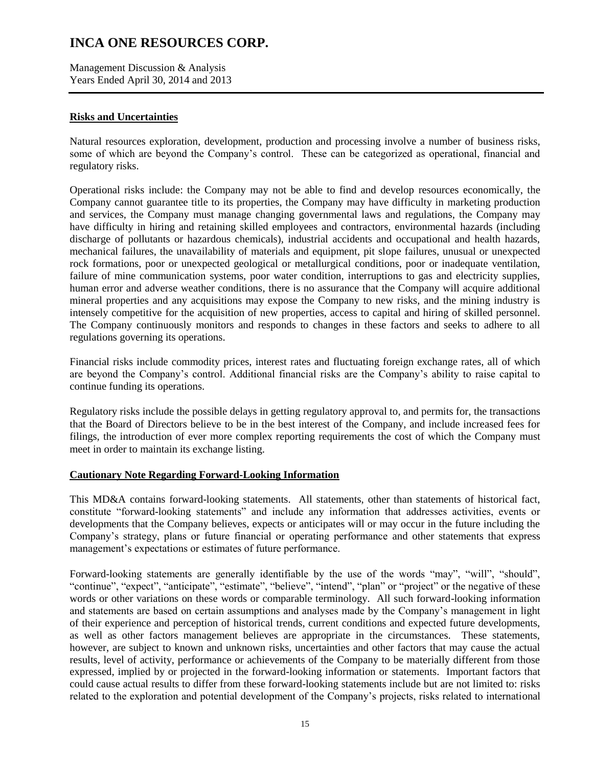## Risks and Uncertainties

Natural resources exploration, development, production and processing involve a number of business risks, some of which are beyond the Company's control. These can be categorized as operational, financial and regulatory risks.

Operational risks include: the Company may not be able to find and develop resources economically, the Company cannot guarantee title to its properties, the Company may have difficulty in marketing production and services, the Company must manage changing governmental laws and regulations, the Company may have difficulty in hiring and retaining skilled employees and contractors, environmental hazards (including discharge of pollutants or hazardous chemicals), industrial accidents and occupational and health hazards, mechanical failures, the unavailability of materials and equipment, pit slope failures, unusual or unexpected rock formations, poor or unexpected geological or metallurgical conditions, poor or inadequate ventilation, failure of mine communication systems, poor water condition, interruptions to gas and electricity supplies, human error and adverse weather conditions, there is no assurance that the Company will acquire additional mineral properties and any acquisitions may expose the Company to new risks, and the mining industry is intensely competitive for the acquisition of new properties, access to capital and hiring of skilled personnel. The Company continuously monitors and responds to changes in these factors and seeks to adhere to all regulations governing its operations.

Financial risks include commodity prices, interest rates and fluctuating foreign exchange rates, all of which are beyond the Company's control. Additional financial risks are the Company's ability to raise capital to continue funding its operations.

Regulatory risks include the possible delays in getting regulatory approval to, and permits for, the transactions that the Board of Directors believe to be in the best interest of the Company, and include increased fees for filings, the introduction of ever more complex reporting requirements the cost of which the Company must meet in order to maintain its exchange listing.

## Cautionary Note Regarding Forward-Looking Information

This MD&A contains forward-looking statements. All statements, other than statements of historical fact, constitute "forward-looking statements" and include any information that addresses activities, events or developments that the Company believes, expects or anticipates will or may occur in the future including the Company's strategy, plans or future financial or operating performance and other statements that express management's expectations or estimates of future performance.

Forward-looking statements are generally identifiable by the use of the words "may", "will", "should", "continue", "expect", "anticipate", "estimate", "believe", "intend", "plan" or "project" or the negative of these words or other variations on these words or comparable terminology. All such forward-looking information and statements are based on certain assumptions and analyses made by the Company's management in light of their experience and perception of historical trends, current conditions and expected future developments, as well as other factors management believes are appropriate in the circumstances. These statements, however, are subject to known and unknown risks, uncertainties and other factors that may cause the actual results, level of activity, performance or achievements of the Company to be materially different from those expressed, implied by or projected in the forward-looking information or statements. Important factors that could cause actual results to differ from these forward-looking statements include but are not limited to: risks related to the exploration and potential development of the Company's projects, risks related to international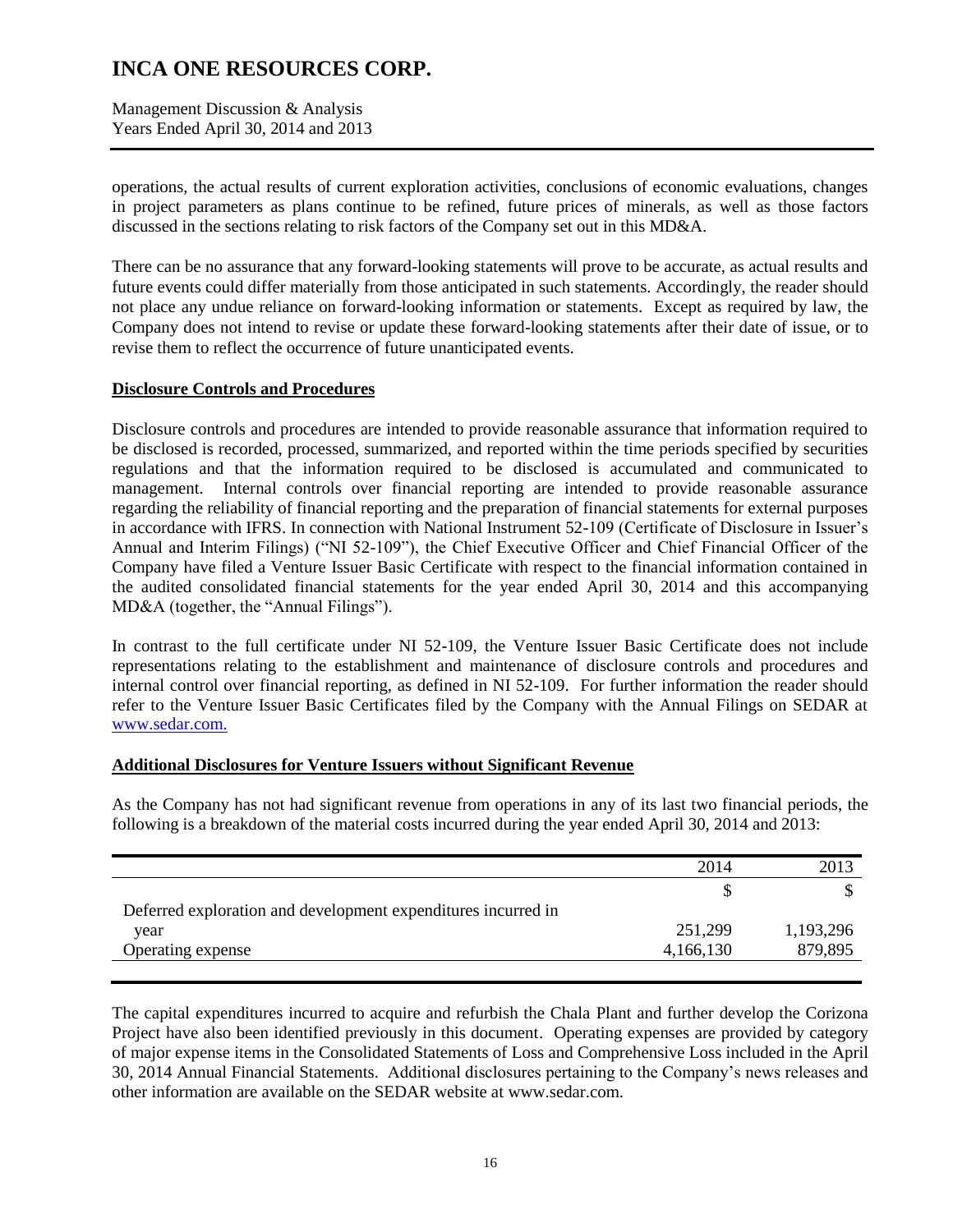operations, the actual results of current exploration activities, conclusions of economic evaluations, changes in project parameters as plans continue to be refined, future prices of minerals, as well as those factors discussed in the sections relating to risk factors of the Company set out in this MD&A.

There can be no assurance that any forward-looking statements will prove to be accurate, as actual results and future events could differ materially from those anticipated in such statements. Accordingly, the reader should not place any undue reliance on forward-looking information or statements. Except as required by law, the Company does not intend to revise or update these forward-looking statements after their date of issue, or to revise them to reflect the occurrence of future unanticipated events.

## Disclosure Controls and Procedures

Disclosure controls and procedures are intended to provide reasonable assurance that information required to be disclosed is recorded, processed, summarized, and reported within the time periods specified by securities regulations and that the information required to be disclosed is accumulated and communicated to management. Internal controls over financial reporting are intended to provide reasonable assurance regarding the reliability of financial reporting and the preparation of financial statements for external purposes in accordance with IFRS. In connection with National Instrument 52-109 (Certificate of Disclosure in Issuer's Annual and Interim Filings) ("NI 52-109"), the Chief Executive Officer and Chief Financial Officer of the Company have filed a Venture Issuer Basic Certificate with respect to the financial information contained in the audited consolidated financial statements for the year ended April 30, 2014 and this accompanying MD&A (together, the "Annual Filings").

In contrast to the full certificate under NI 52-109, the Venture Issuer Basic Certificate does not include representations relating to the establishment and maintenance of disclosure controls and procedures and internal control over financial reporting, as defined in NI 52-109. For further information the reader should refer to the Venture Issuer Basic Certificates filed by the Company with the Annual Filings on SEDAR at www.sedar.com.

## Additional Disclosures for Venture Issuers without Significant Revenue

As the Company has not had significant revenue from operations in any of its last two financial periods, the following is a breakdown of the material costs incurred during the year ended April 30, 2014 and 2013:

| | 2014 | 2013 |
|---|---|---|
| | $ | $ |
| Deferred exploration and development expenditures incurred in year | 251,299 | 1,193,296 |
| Operating expense | 4,166,130 | 879,895 |

The capital expenditures incurred to acquire and refurbish the Chala Plant and further develop the Corizona Project have also been identified previously in this document. Operating expenses are provided by category of major expense items in the Consolidated Statements of Loss and Comprehensive Loss included in the April 30, 2014 Annual Financial Statements. Additional disclosures pertaining to the Company's news releases and other information are available on the SEDAR website at www.sedar.com.